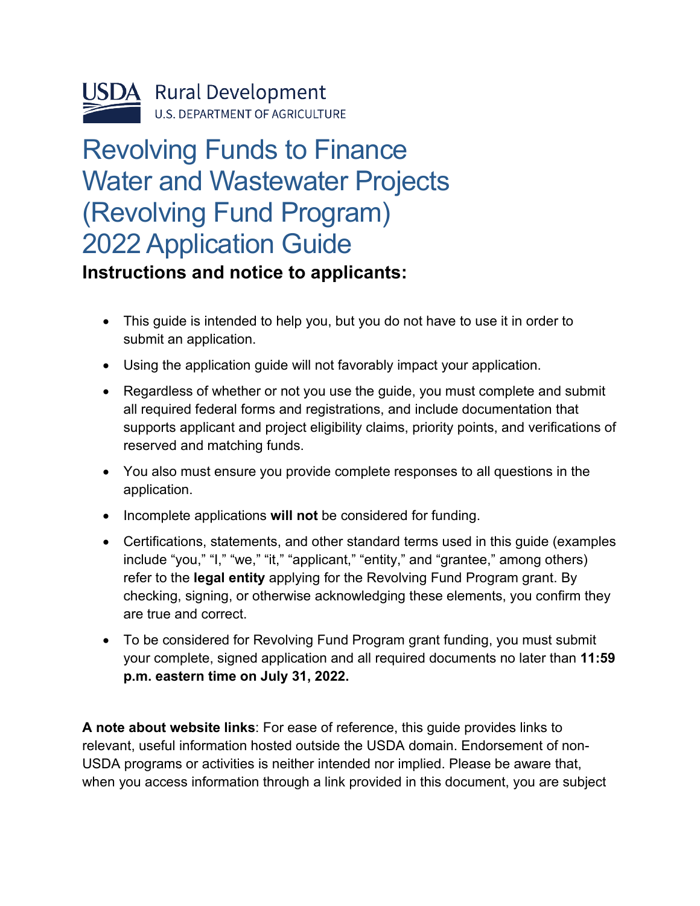USDA Rural Development
U.S. DEPARTMENT OF AGRICULTURE

# Revolving Funds to Finance Water and Wastewater Projects (Revolving Fund Program) 2022 Application Guide

## Instructions and notice to applicants:

- This guide is intended to help you, but you do not have to use it in order to submit an application.
- Using the application guide will not favorably impact your application.
- Regardless of whether or not you use the guide, you must complete and submit all required federal forms and registrations, and include documentation that supports applicant and project eligibility claims, priority points, and verifications of reserved and matching funds.
- You also must ensure you provide complete responses to all questions in the application.
- Incomplete applications **will not** be considered for funding.
- Certifications, statements, and other standard terms used in this guide (examples include "you," "I," "we," "it," "applicant," "entity," and "grantee," among others) refer to the **legal entity** applying for the Revolving Fund Program grant. By checking, signing, or otherwise acknowledging these elements, you confirm they are true and correct.
- To be considered for Revolving Fund Program grant funding, you must submit your complete, signed application and all required documents no later than **11:59 p.m. eastern time on July 31, 2022.**

**A note about website links**: For ease of reference, this guide provides links to relevant, useful information hosted outside the USDA domain. Endorsement of non-USDA programs or activities is neither intended nor implied. Please be aware that, when you access information through a link provided in this document, you are subject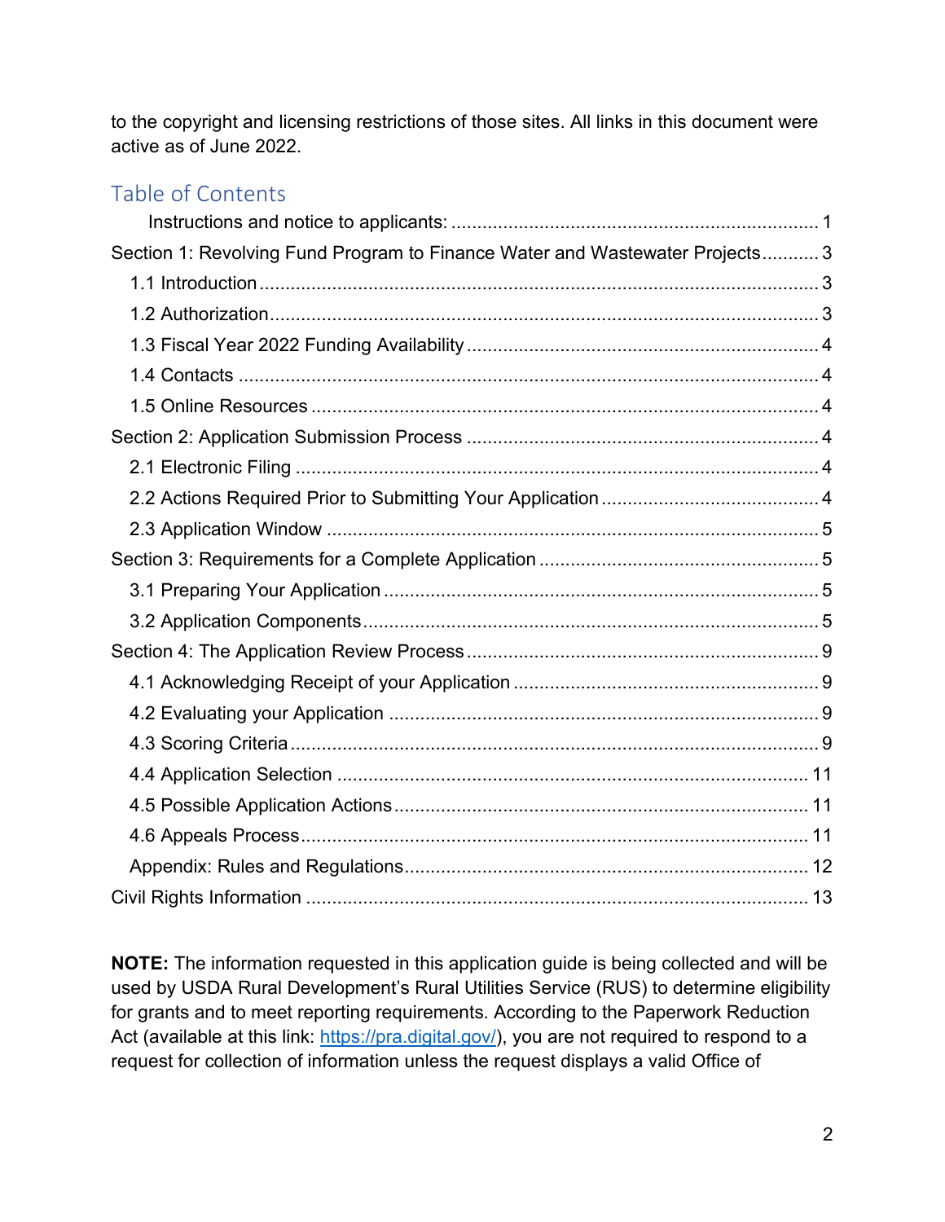to the copyright and licensing restrictions of those sites. All links in this document were active as of June 2022.

## Table of Contents

- Instructions and notice to applicants: ... 1
- Section 1: Revolving Fund Program to Finance Water and Wastewater Projects ... 3
  - 1.1 Introduction ... 3
  - 1.2 Authorization ... 3
  - 1.3 Fiscal Year 2022 Funding Availability ... 4
  - 1.4 Contacts ... 4
  - 1.5 Online Resources ... 4
- Section 2: Application Submission Process ... 4
  - 2.1 Electronic Filing ... 4
  - 2.2 Actions Required Prior to Submitting Your Application ... 4
  - 2.3 Application Window ... 5
- Section 3: Requirements for a Complete Application ... 5
  - 3.1 Preparing Your Application ... 5
  - 3.2 Application Components ... 5
- Section 4: The Application Review Process ... 9
  - 4.1 Acknowledging Receipt of your Application ... 9
  - 4.2 Evaluating your Application ... 9
  - 4.3 Scoring Criteria ... 9
  - 4.4 Application Selection ... 11
  - 4.5 Possible Application Actions ... 11
  - 4.6 Appeals Process ... 11
  - Appendix: Rules and Regulations ... 12
- Civil Rights Information ... 13

**NOTE:** The information requested in this application guide is being collected and will be used by USDA Rural Development's Rural Utilities Service (RUS) to determine eligibility for grants and to meet reporting requirements. According to the Paperwork Reduction Act (available at this link: [https://pra.digital.gov/](https://pra.digital.gov/)), you are not required to respond to a request for collection of information unless the request displays a valid Office of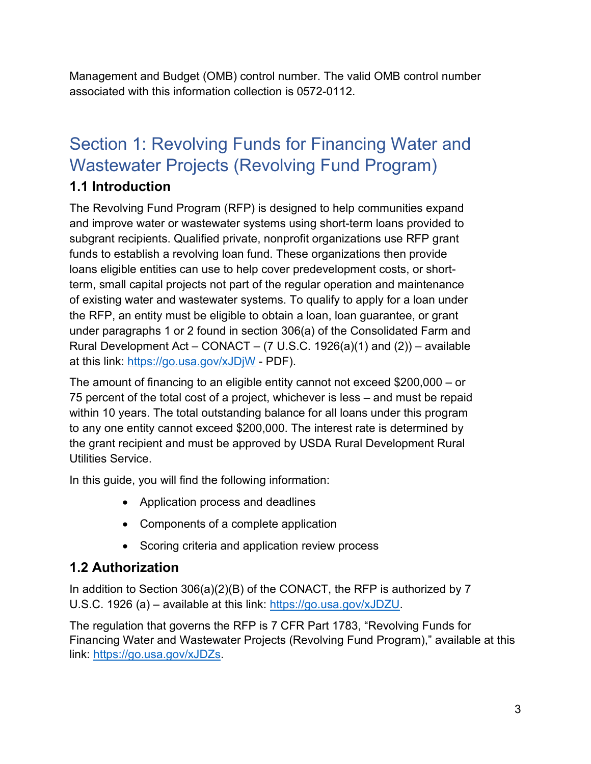Management and Budget (OMB) control number. The valid OMB control number associated with this information collection is 0572-0112.

# Section 1: Revolving Funds for Financing Water and Wastewater Projects (Revolving Fund Program)

## 1.1 Introduction

The Revolving Fund Program (RFP) is designed to help communities expand and improve water or wastewater systems using short-term loans provided to subgrant recipients. Qualified private, nonprofit organizations use RFP grant funds to establish a revolving loan fund. These organizations then provide loans eligible entities can use to help cover predevelopment costs, or short-term, small capital projects not part of the regular operation and maintenance of existing water and wastewater systems. To qualify to apply for a loan under the RFP, an entity must be eligible to obtain a loan, loan guarantee, or grant under paragraphs 1 or 2 found in section 306(a) of the Consolidated Farm and Rural Development Act – CONACT – (7 U.S.C. 1926(a)(1) and (2)) – available at this link: https://go.usa.gov/xJDjW - PDF).

The amount of financing to an eligible entity cannot not exceed $200,000 – or 75 percent of the total cost of a project, whichever is less – and must be repaid within 10 years. The total outstanding balance for all loans under this program to any one entity cannot exceed $200,000. The interest rate is determined by the grant recipient and must be approved by USDA Rural Development Rural Utilities Service.

In this guide, you will find the following information:

- Application process and deadlines
- Components of a complete application
- Scoring criteria and application review process

## 1.2 Authorization

In addition to Section 306(a)(2)(B) of the CONACT, the RFP is authorized by 7 U.S.C. 1926 (a) – available at this link: https://go.usa.gov/xJDZU.

The regulation that governs the RFP is 7 CFR Part 1783, "Revolving Funds for Financing Water and Wastewater Projects (Revolving Fund Program)," available at this link: https://go.usa.gov/xJDZs.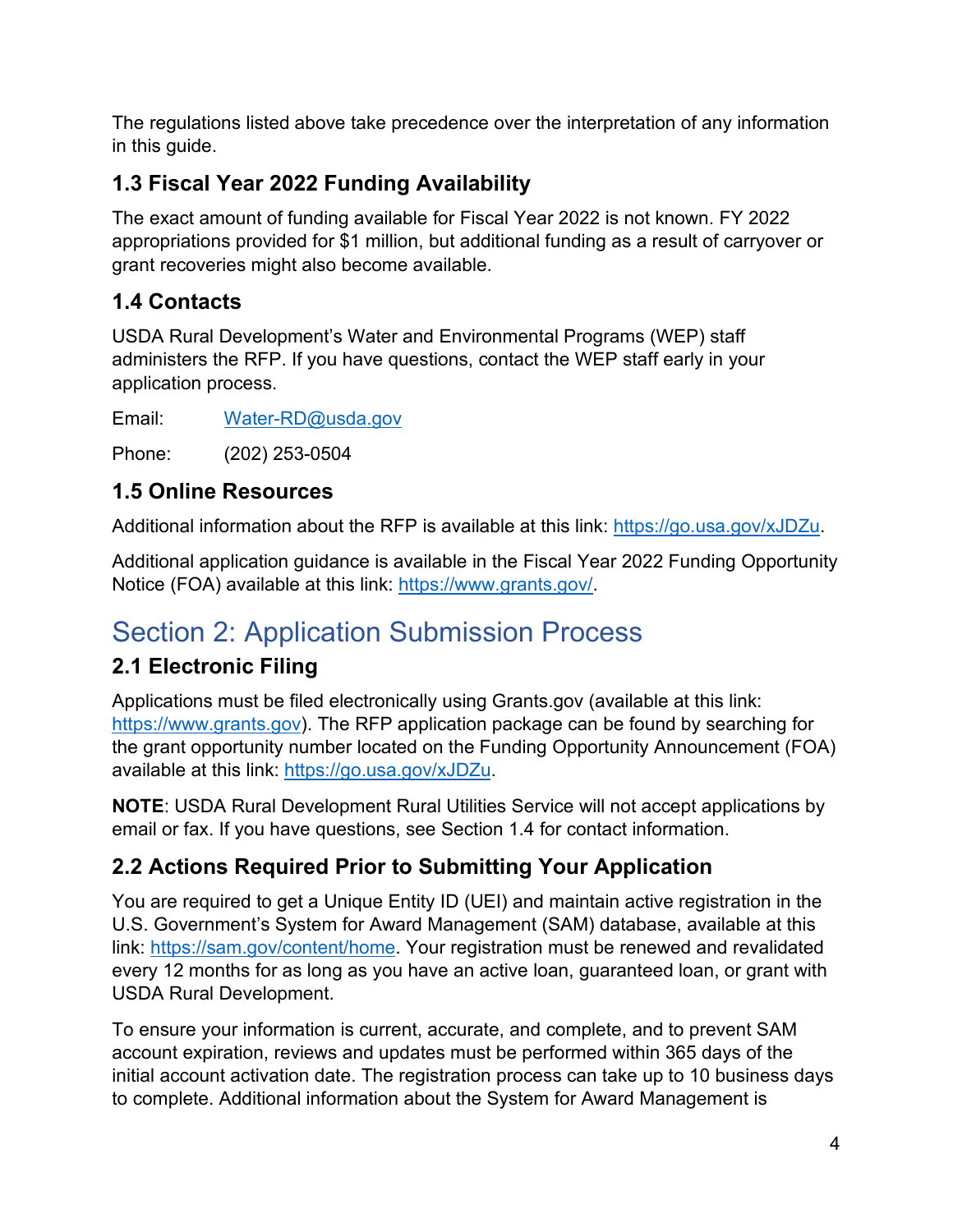The regulations listed above take precedence over the interpretation of any information in this guide.

### 1.3 Fiscal Year 2022 Funding Availability

The exact amount of funding available for Fiscal Year 2022 is not known. FY 2022 appropriations provided for $1 million, but additional funding as a result of carryover or grant recoveries might also become available.

### 1.4 Contacts

USDA Rural Development's Water and Environmental Programs (WEP) staff administers the RFP. If you have questions, contact the WEP staff early in your application process.

Email: [Water-RD@usda.gov](mailto:Water-RD@usda.gov)

Phone: (202) 253-0504

### 1.5 Online Resources

Additional information about the RFP is available at this link: [https://go.usa.gov/xJDZu](https://go.usa.gov/xJDZu).

Additional application guidance is available in the Fiscal Year 2022 Funding Opportunity Notice (FOA) available at this link: [https://www.grants.gov/](https://www.grants.gov/).

## Section 2: Application Submission Process

### 2.1 Electronic Filing

Applications must be filed electronically using Grants.gov (available at this link: [https://www.grants.gov](https://www.grants.gov)). The RFP application package can be found by searching for the grant opportunity number located on the Funding Opportunity Announcement (FOA) available at this link: [https://go.usa.gov/xJDZu](https://go.usa.gov/xJDZu).

**NOTE**: USDA Rural Development Rural Utilities Service will not accept applications by email or fax. If you have questions, see Section 1.4 for contact information.

### 2.2 Actions Required Prior to Submitting Your Application

You are required to get a Unique Entity ID (UEI) and maintain active registration in the U.S. Government's System for Award Management (SAM) database, available at this link: [https://sam.gov/content/home](https://sam.gov/content/home). Your registration must be renewed and revalidated every 12 months for as long as you have an active loan, guaranteed loan, or grant with USDA Rural Development.

To ensure your information is current, accurate, and complete, and to prevent SAM account expiration, reviews and updates must be performed within 365 days of the initial account activation date. The registration process can take up to 10 business days to complete. Additional information about the System for Award Management is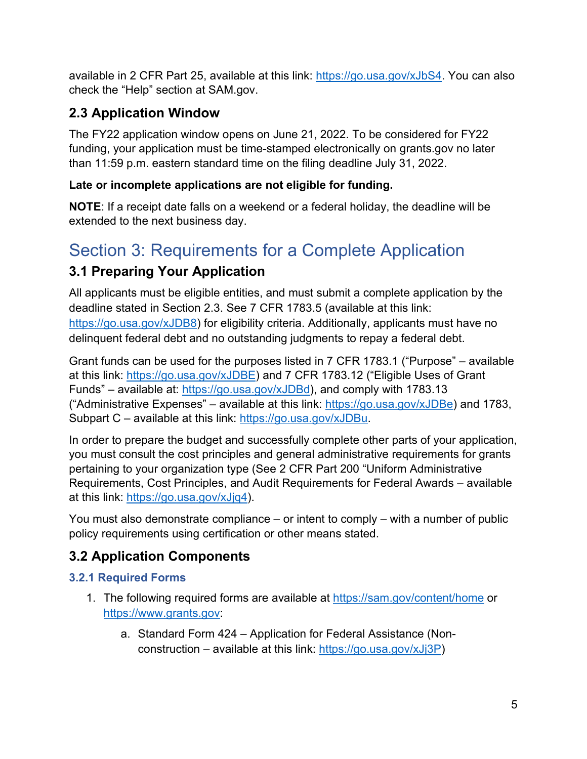available in 2 CFR Part 25, available at this link: https://go.usa.gov/xJbS4. You can also check the "Help" section at SAM.gov.

### 2.3 Application Window

The FY22 application window opens on June 21, 2022. To be considered for FY22 funding, your application must be time-stamped electronically on grants.gov no later than 11:59 p.m. eastern standard time on the filing deadline July 31, 2022.

**Late or incomplete applications are not eligible for funding.**

**NOTE**: If a receipt date falls on a weekend or a federal holiday, the deadline will be extended to the next business day.

## Section 3: Requirements for a Complete Application

### 3.1 Preparing Your Application

All applicants must be eligible entities, and must submit a complete application by the deadline stated in Section 2.3. See 7 CFR 1783.5 (available at this link: https://go.usa.gov/xJDB8) for eligibility criteria. Additionally, applicants must have no delinquent federal debt and no outstanding judgments to repay a federal debt.

Grant funds can be used for the purposes listed in 7 CFR 1783.1 ("Purpose" – available at this link: https://go.usa.gov/xJDBE) and 7 CFR 1783.12 ("Eligible Uses of Grant Funds" – available at: https://go.usa.gov/xJDBd), and comply with 1783.13 ("Administrative Expenses" – available at this link: https://go.usa.gov/xJDBe) and 1783, Subpart C – available at this link: https://go.usa.gov/xJDBu.

In order to prepare the budget and successfully complete other parts of your application, you must consult the cost principles and general administrative requirements for grants pertaining to your organization type (See 2 CFR Part 200 "Uniform Administrative Requirements, Cost Principles, and Audit Requirements for Federal Awards – available at this link: https://go.usa.gov/xJjq4).

You must also demonstrate compliance – or intent to comply – with a number of public policy requirements using certification or other means stated.

### 3.2 Application Components

#### 3.2.1 Required Forms

1. The following required forms are available at https://sam.gov/content/home or https://www.grants.gov:
   a. Standard Form 424 – Application for Federal Assistance (Non-construction – available at this link: https://go.usa.gov/xJj3P)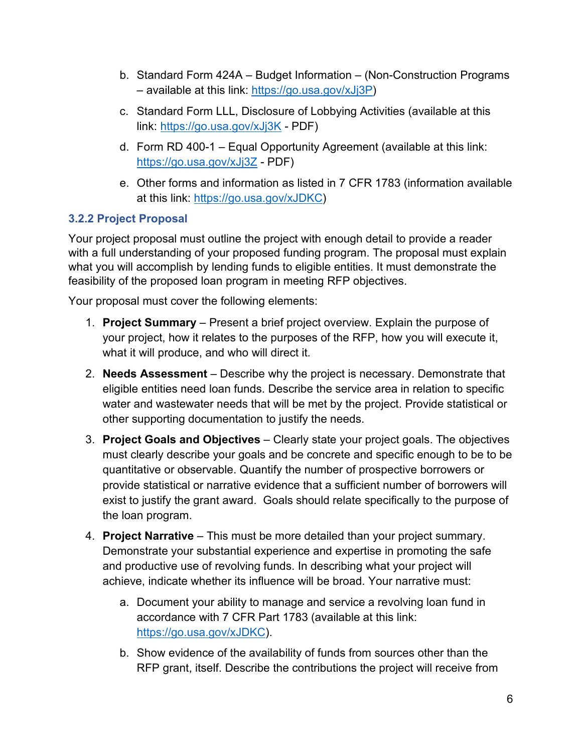b. Standard Form 424A – Budget Information – (Non-Construction Programs – available at this link: https://go.usa.gov/xJj3P)

c. Standard Form LLL, Disclosure of Lobbying Activities (available at this link: https://go.usa.gov/xJj3K - PDF)

d. Form RD 400-1 – Equal Opportunity Agreement (available at this link: https://go.usa.gov/xJj3Z - PDF)

e. Other forms and information as listed in 7 CFR 1783 (information available at this link: https://go.usa.gov/xJDKC)

### 3.2.2 Project Proposal

Your project proposal must outline the project with enough detail to provide a reader with a full understanding of your proposed funding program. The proposal must explain what you will accomplish by lending funds to eligible entities. It must demonstrate the feasibility of the proposed loan program in meeting RFP objectives.

Your proposal must cover the following elements:

1. **Project Summary** – Present a brief project overview. Explain the purpose of your project, how it relates to the purposes of the RFP, how you will execute it, what it will produce, and who will direct it.

2. **Needs Assessment** – Describe why the project is necessary. Demonstrate that eligible entities need loan funds. Describe the service area in relation to specific water and wastewater needs that will be met by the project. Provide statistical or other supporting documentation to justify the needs.

3. **Project Goals and Objectives** – Clearly state your project goals. The objectives must clearly describe your goals and be concrete and specific enough to be to be quantitative or observable. Quantify the number of prospective borrowers or provide statistical or narrative evidence that a sufficient number of borrowers will exist to justify the grant award. Goals should relate specifically to the purpose of the loan program.

4. **Project Narrative** – This must be more detailed than your project summary. Demonstrate your substantial experience and expertise in promoting the safe and productive use of revolving funds. In describing what your project will achieve, indicate whether its influence will be broad. Your narrative must:

   a. Document your ability to manage and service a revolving loan fund in accordance with 7 CFR Part 1783 (available at this link: https://go.usa.gov/xJDKC).

   b. Show evidence of the availability of funds from sources other than the RFP grant, itself. Describe the contributions the project will receive from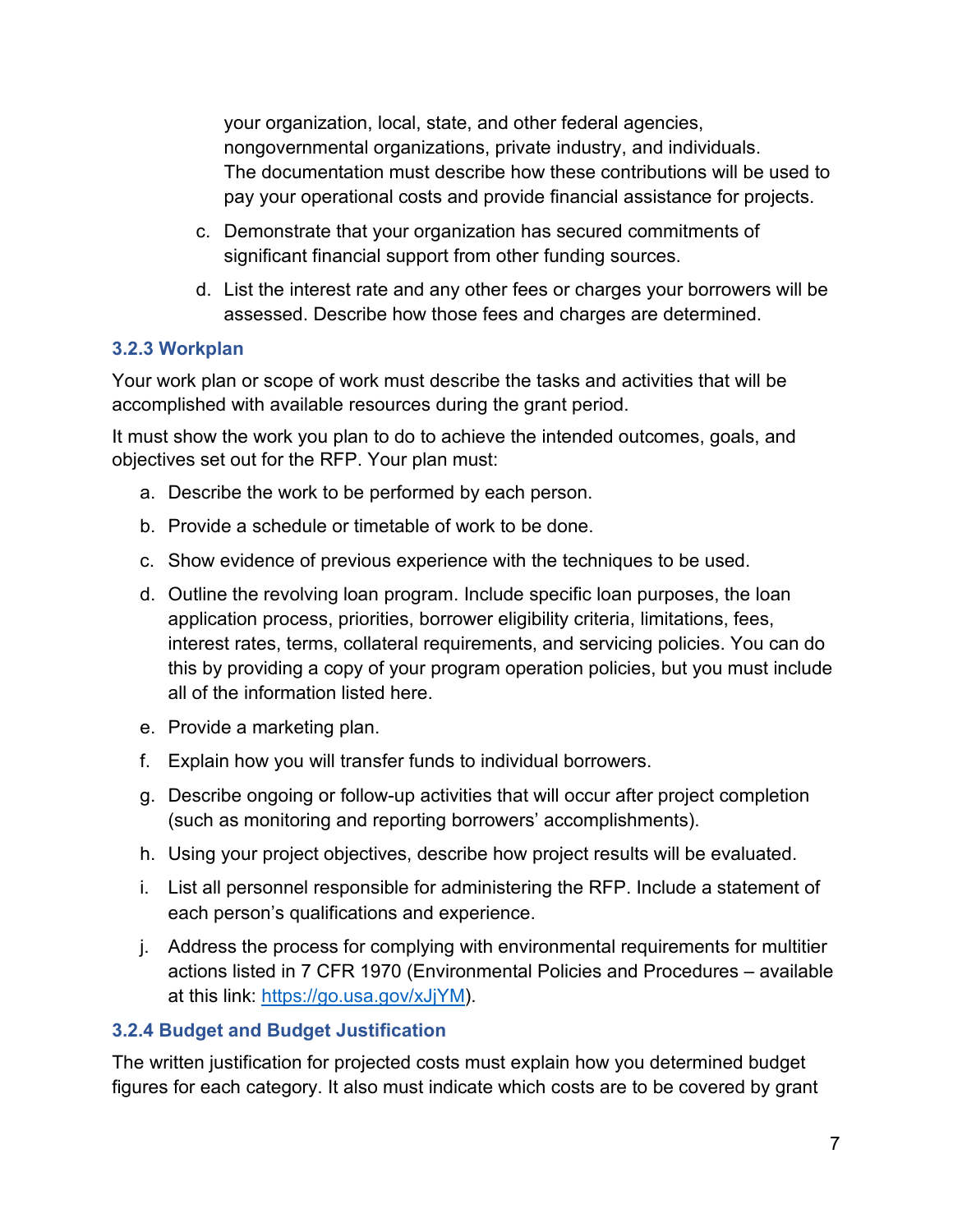your organization, local, state, and other federal agencies, nongovernmental organizations, private industry, and individuals. The documentation must describe how these contributions will be used to pay your operational costs and provide financial assistance for projects.

c. Demonstrate that your organization has secured commitments of significant financial support from other funding sources.

d. List the interest rate and any other fees or charges your borrowers will be assessed. Describe how those fees and charges are determined.

### 3.2.3 Workplan

Your work plan or scope of work must describe the tasks and activities that will be accomplished with available resources during the grant period.

It must show the work you plan to do to achieve the intended outcomes, goals, and objectives set out for the RFP. Your plan must:

a. Describe the work to be performed by each person.

b. Provide a schedule or timetable of work to be done.

c. Show evidence of previous experience with the techniques to be used.

d. Outline the revolving loan program. Include specific loan purposes, the loan application process, priorities, borrower eligibility criteria, limitations, fees, interest rates, terms, collateral requirements, and servicing policies. You can do this by providing a copy of your program operation policies, but you must include all of the information listed here.

e. Provide a marketing plan.

f. Explain how you will transfer funds to individual borrowers.

g. Describe ongoing or follow-up activities that will occur after project completion (such as monitoring and reporting borrowers' accomplishments).

h. Using your project objectives, describe how project results will be evaluated.

i. List all personnel responsible for administering the RFP. Include a statement of each person's qualifications and experience.

j. Address the process for complying with environmental requirements for multitier actions listed in 7 CFR 1970 (Environmental Policies and Procedures – available at this link: [https://go.usa.gov/xJjYM](https://go.usa.gov/xJjYM)).

### 3.2.4 Budget and Budget Justification

The written justification for projected costs must explain how you determined budget figures for each category. It also must indicate which costs are to be covered by grant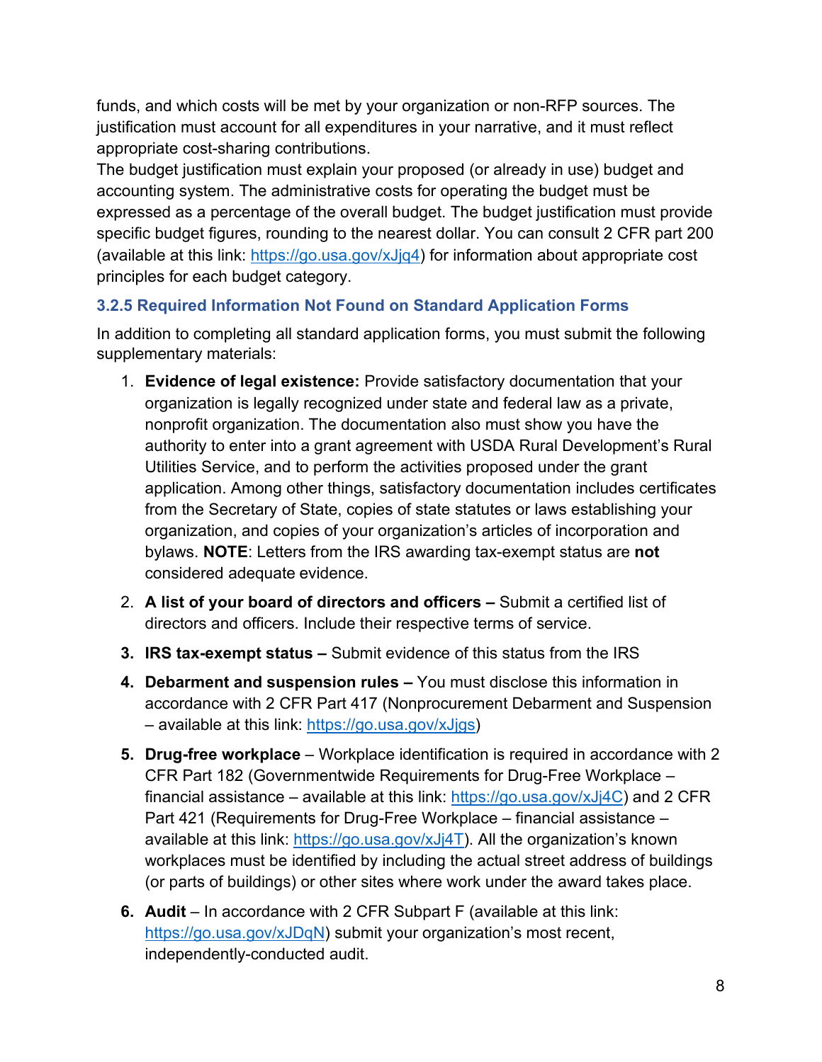funds, and which costs will be met by your organization or non-RFP sources. The justification must account for all expenditures in your narrative, and it must reflect appropriate cost-sharing contributions.

The budget justification must explain your proposed (or already in use) budget and accounting system. The administrative costs for operating the budget must be expressed as a percentage of the overall budget. The budget justification must provide specific budget figures, rounding to the nearest dollar. You can consult 2 CFR part 200 (available at this link: https://go.usa.gov/xJjq4) for information about appropriate cost principles for each budget category.

### 3.2.5 Required Information Not Found on Standard Application Forms

In addition to completing all standard application forms, you must submit the following supplementary materials:

1. **Evidence of legal existence:** Provide satisfactory documentation that your organization is legally recognized under state and federal law as a private, nonprofit organization. The documentation also must show you have the authority to enter into a grant agreement with USDA Rural Development's Rural Utilities Service, and to perform the activities proposed under the grant application. Among other things, satisfactory documentation includes certificates from the Secretary of State, copies of state statutes or laws establishing your organization, and copies of your organization's articles of incorporation and bylaws. **NOTE**: Letters from the IRS awarding tax-exempt status are **not** considered adequate evidence.
2. **A list of your board of directors and officers –** Submit a certified list of directors and officers. Include their respective terms of service.
3. **IRS tax-exempt status –** Submit evidence of this status from the IRS
4. **Debarment and suspension rules –** You must disclose this information in accordance with 2 CFR Part 417 (Nonprocurement Debarment and Suspension – available at this link: https://go.usa.gov/xJjgs)
5. **Drug-free workplace** – Workplace identification is required in accordance with 2 CFR Part 182 (Governmentwide Requirements for Drug-Free Workplace – financial assistance – available at this link: https://go.usa.gov/xJj4C) and 2 CFR Part 421 (Requirements for Drug-Free Workplace – financial assistance – available at this link: https://go.usa.gov/xJj4T). All the organization's known workplaces must be identified by including the actual street address of buildings (or parts of buildings) or other sites where work under the award takes place.
6. **Audit** – In accordance with 2 CFR Subpart F (available at this link: https://go.usa.gov/xJDqN) submit your organization's most recent, independently-conducted audit.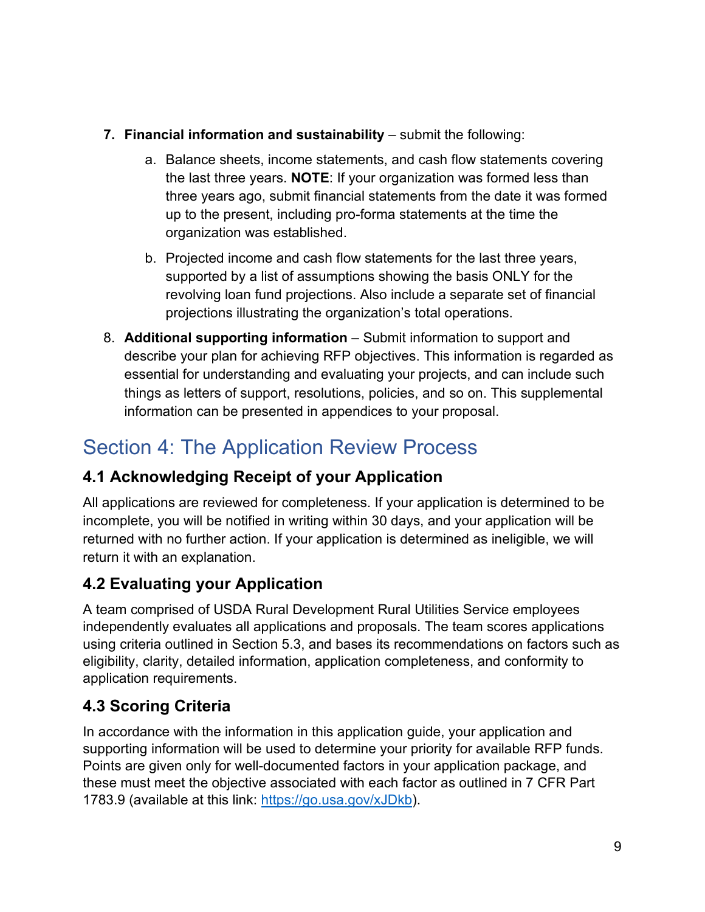7. **Financial information and sustainability** – submit the following:
    a. Balance sheets, income statements, and cash flow statements covering the last three years. **NOTE**: If your organization was formed less than three years ago, submit financial statements from the date it was formed up to the present, including pro-forma statements at the time the organization was established.
    b. Projected income and cash flow statements for the last three years, supported by a list of assumptions showing the basis ONLY for the revolving loan fund projections. Also include a separate set of financial projections illustrating the organization's total operations.
8. **Additional supporting information** – Submit information to support and describe your plan for achieving RFP objectives. This information is regarded as essential for understanding and evaluating your projects, and can include such things as letters of support, resolutions, policies, and so on. This supplemental information can be presented in appendices to your proposal.

# Section 4: The Application Review Process

## 4.1 Acknowledging Receipt of your Application

All applications are reviewed for completeness. If your application is determined to be incomplete, you will be notified in writing within 30 days, and your application will be returned with no further action. If your application is determined as ineligible, we will return it with an explanation.

## 4.2 Evaluating your Application

A team comprised of USDA Rural Development Rural Utilities Service employees independently evaluates all applications and proposals. The team scores applications using criteria outlined in Section 5.3, and bases its recommendations on factors such as eligibility, clarity, detailed information, application completeness, and conformity to application requirements.

## 4.3 Scoring Criteria

In accordance with the information in this application guide, your application and supporting information will be used to determine your priority for available RFP funds. Points are given only for well-documented factors in your application package, and these must meet the objective associated with each factor as outlined in 7 CFR Part 1783.9 (available at this link: [https://go.usa.gov/xJDkb](https://go.usa.gov/xJDkb)).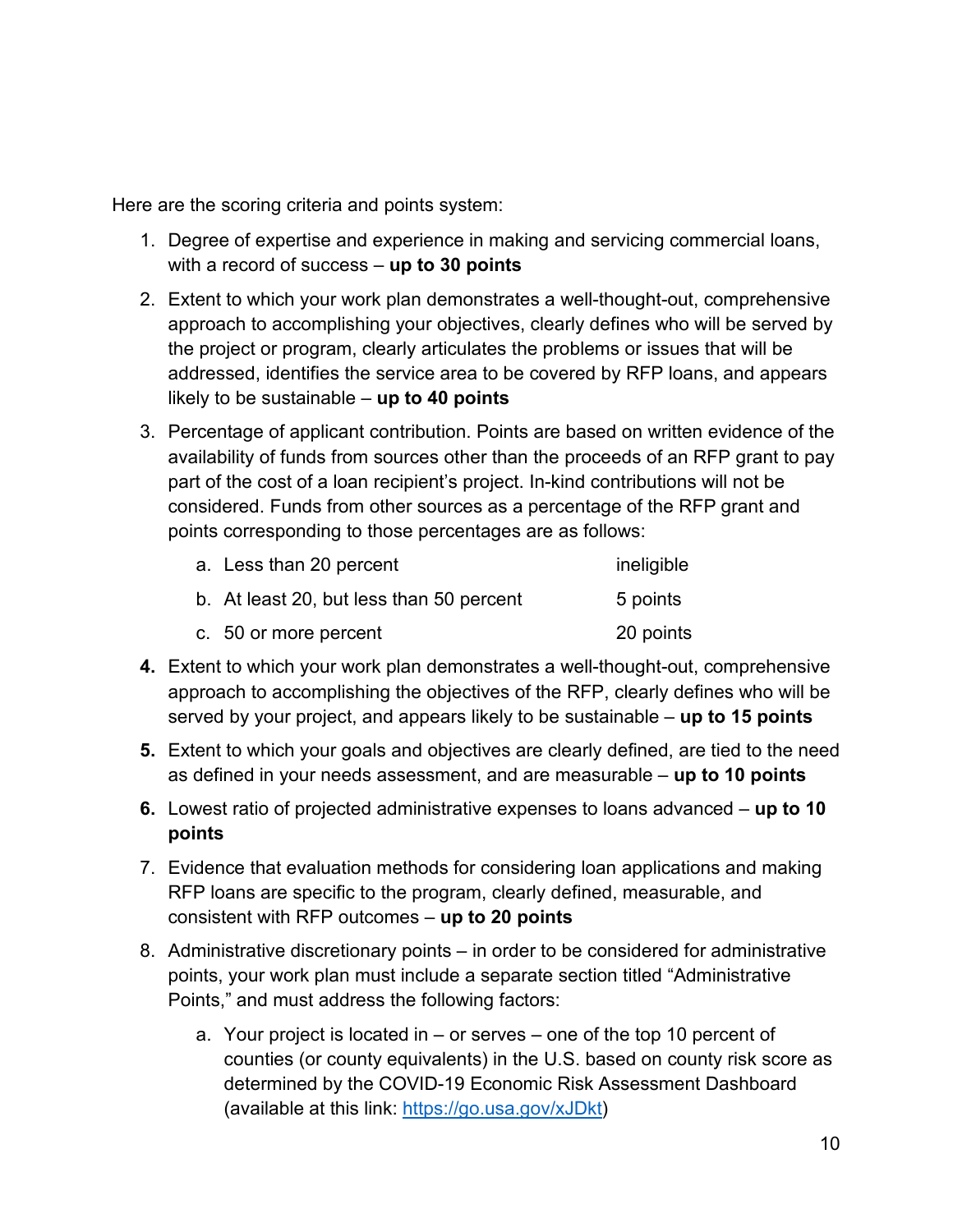Here are the scoring criteria and points system:

1. Degree of expertise and experience in making and servicing commercial loans, with a record of success – **up to 30 points**
2. Extent to which your work plan demonstrates a well-thought-out, comprehensive approach to accomplishing your objectives, clearly defines who will be served by the project or program, clearly articulates the problems or issues that will be addressed, identifies the service area to be covered by RFP loans, and appears likely to be sustainable – **up to 40 points**
3. Percentage of applicant contribution. Points are based on written evidence of the availability of funds from sources other than the proceeds of an RFP grant to pay part of the cost of a loan recipient's project. In-kind contributions will not be considered. Funds from other sources as a percentage of the RFP grant and points corresponding to those percentages are as follows:
    a. Less than 20 percent — ineligible
    b. At least 20, but less than 50 percent — 5 points
    c. 50 or more percent — 20 points
4. Extent to which your work plan demonstrates a well-thought-out, comprehensive approach to accomplishing the objectives of the RFP, clearly defines who will be served by your project, and appears likely to be sustainable – **up to 15 points**
5. Extent to which your goals and objectives are clearly defined, are tied to the need as defined in your needs assessment, and are measurable – **up to 10 points**
6. Lowest ratio of projected administrative expenses to loans advanced – **up to 10 points**
7. Evidence that evaluation methods for considering loan applications and making RFP loans are specific to the program, clearly defined, measurable, and consistent with RFP outcomes – **up to 20 points**
8. Administrative discretionary points – in order to be considered for administrative points, your work plan must include a separate section titled "Administrative Points," and must address the following factors:
    a. Your project is located in – or serves – one of the top 10 percent of counties (or county equivalents) in the U.S. based on county risk score as determined by the COVID-19 Economic Risk Assessment Dashboard (available at this link: [https://go.usa.gov/xJDkt](https://go.usa.gov/xJDkt))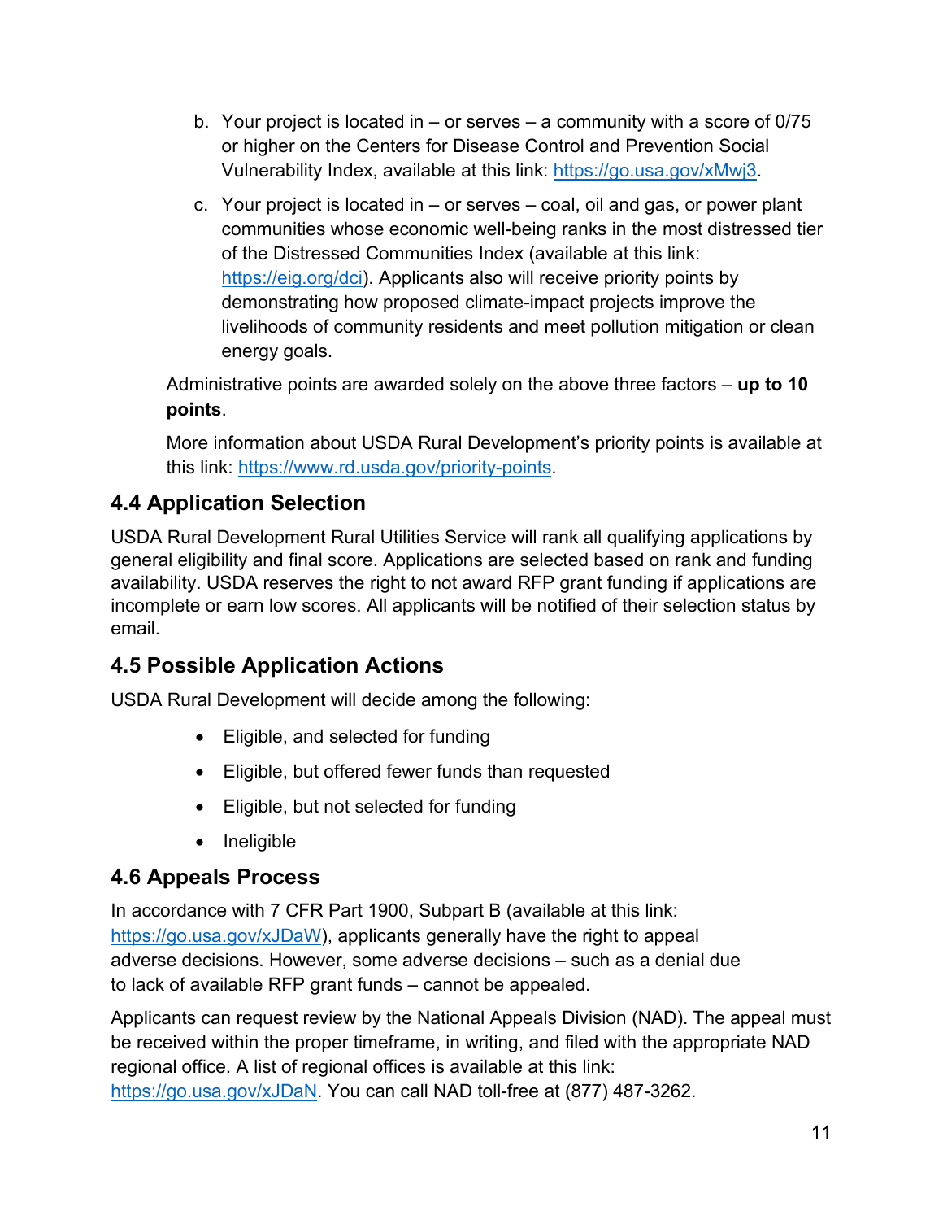b. Your project is located in – or serves – a community with a score of 0/75 or higher on the Centers for Disease Control and Prevention Social Vulnerability Index, available at this link: https://go.usa.gov/xMwj3.

c. Your project is located in – or serves – coal, oil and gas, or power plant communities whose economic well-being ranks in the most distressed tier of the Distressed Communities Index (available at this link: https://eig.org/dci). Applicants also will receive priority points by demonstrating how proposed climate-impact projects improve the livelihoods of community residents and meet pollution mitigation or clean energy goals.

Administrative points are awarded solely on the above three factors – **up to 10 points**.

More information about USDA Rural Development's priority points is available at this link: https://www.rd.usda.gov/priority-points.

## 4.4 Application Selection

USDA Rural Development Rural Utilities Service will rank all qualifying applications by general eligibility and final score. Applications are selected based on rank and funding availability. USDA reserves the right to not award RFP grant funding if applications are incomplete or earn low scores. All applicants will be notified of their selection status by email.

## 4.5 Possible Application Actions

USDA Rural Development will decide among the following:

- Eligible, and selected for funding
- Eligible, but offered fewer funds than requested
- Eligible, but not selected for funding
- Ineligible

## 4.6 Appeals Process

In accordance with 7 CFR Part 1900, Subpart B (available at this link: https://go.usa.gov/xJDaW), applicants generally have the right to appeal adverse decisions. However, some adverse decisions – such as a denial due to lack of available RFP grant funds – cannot be appealed.

Applicants can request review by the National Appeals Division (NAD). The appeal must be received within the proper timeframe, in writing, and filed with the appropriate NAD regional office. A list of regional offices is available at this link: https://go.usa.gov/xJDaN. You can call NAD toll-free at (877) 487-3262.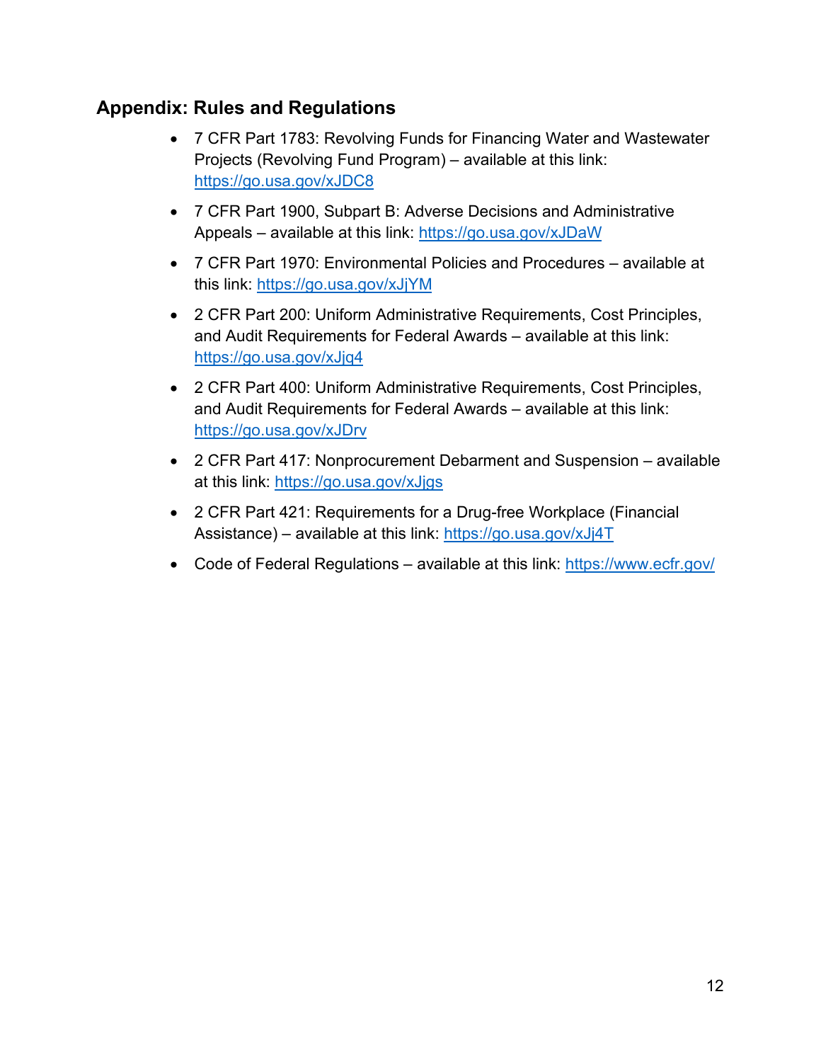## Appendix: Rules and Regulations

- 7 CFR Part 1783: Revolving Funds for Financing Water and Wastewater Projects (Revolving Fund Program) – available at this link: https://go.usa.gov/xJDC8
- 7 CFR Part 1900, Subpart B: Adverse Decisions and Administrative Appeals – available at this link: https://go.usa.gov/xJDaW
- 7 CFR Part 1970: Environmental Policies and Procedures – available at this link: https://go.usa.gov/xJjYM
- 2 CFR Part 200: Uniform Administrative Requirements, Cost Principles, and Audit Requirements for Federal Awards – available at this link: https://go.usa.gov/xJjq4
- 2 CFR Part 400: Uniform Administrative Requirements, Cost Principles, and Audit Requirements for Federal Awards – available at this link: https://go.usa.gov/xJDrv
- 2 CFR Part 417: Nonprocurement Debarment and Suspension – available at this link: https://go.usa.gov/xJjgs
- 2 CFR Part 421: Requirements for a Drug-free Workplace (Financial Assistance) – available at this link: https://go.usa.gov/xJj4T
- Code of Federal Regulations – available at this link: https://www.ecfr.gov/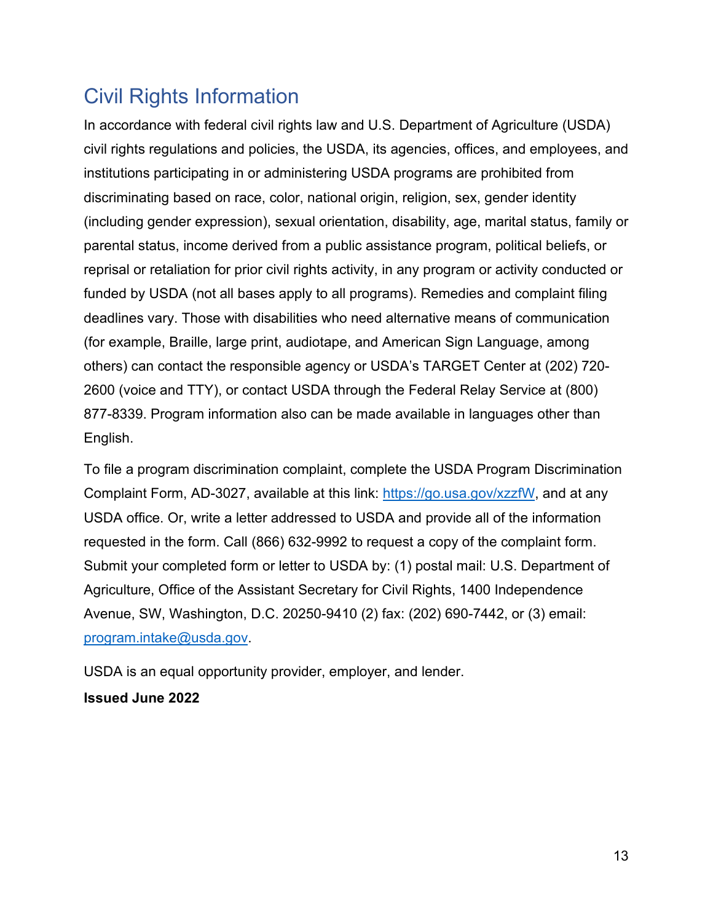## Civil Rights Information

In accordance with federal civil rights law and U.S. Department of Agriculture (USDA) civil rights regulations and policies, the USDA, its agencies, offices, and employees, and institutions participating in or administering USDA programs are prohibited from discriminating based on race, color, national origin, religion, sex, gender identity (including gender expression), sexual orientation, disability, age, marital status, family or parental status, income derived from a public assistance program, political beliefs, or reprisal or retaliation for prior civil rights activity, in any program or activity conducted or funded by USDA (not all bases apply to all programs). Remedies and complaint filing deadlines vary. Those with disabilities who need alternative means of communication (for example, Braille, large print, audiotape, and American Sign Language, among others) can contact the responsible agency or USDA's TARGET Center at (202) 720-2600 (voice and TTY), or contact USDA through the Federal Relay Service at (800) 877-8339. Program information also can be made available in languages other than English.

To file a program discrimination complaint, complete the USDA Program Discrimination Complaint Form, AD-3027, available at this link: [https://go.usa.gov/xzzfW](https://go.usa.gov/xzzfW), and at any USDA office. Or, write a letter addressed to USDA and provide all of the information requested in the form. Call (866) 632-9992 to request a copy of the complaint form. Submit your completed form or letter to USDA by: (1) postal mail: U.S. Department of Agriculture, Office of the Assistant Secretary for Civil Rights, 1400 Independence Avenue, SW, Washington, D.C. 20250-9410 (2) fax: (202) 690-7442, or (3) email: [program.intake@usda.gov](mailto:program.intake@usda.gov).

USDA is an equal opportunity provider, employer, and lender.

**Issued June 2022**